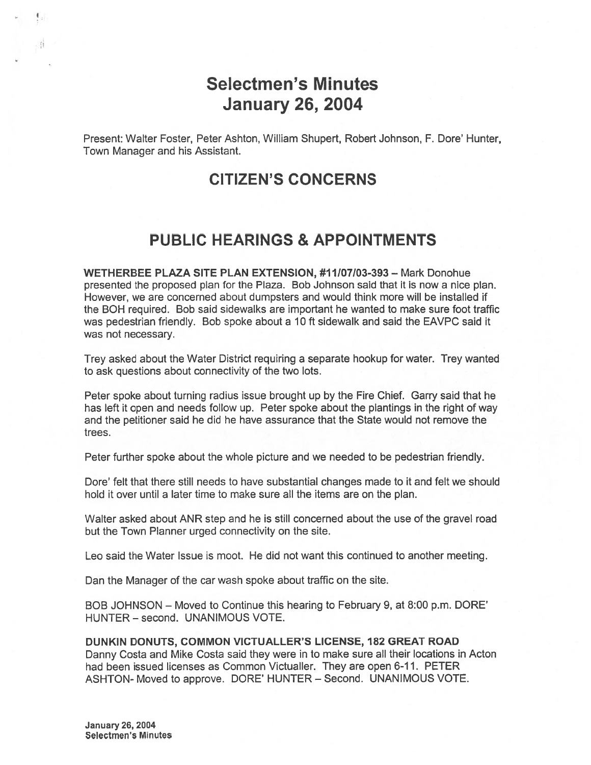# Selectmen's Minutes
# January 26, 2004

Present: Walter Foster, Peter Ashton, William Shupert, Robert Johnson, F. Dore' Hunter, Town Manager and his Assistant.

## CITIZEN'S CONCERNS

## PUBLIC HEARINGS & APPOINTMENTS

**WETHERBEE PLAZA SITE PLAN EXTENSION, #11/07/03-393** – Mark Donohue presented the proposed plan for the Plaza. Bob Johnson said that it is now a nice plan. However, we are concerned about dumpsters and would think more will be installed if the BOH required. Bob said sidewalks are important he wanted to make sure foot traffic was pedestrian friendly. Bob spoke about a 10 ft sidewalk and said the EAVPC said it was not necessary.

Trey asked about the Water District requiring a separate hookup for water. Trey wanted to ask questions about connectivity of the two lots.

Peter spoke about turning radius issue brought up by the Fire Chief. Garry said that he has left it open and needs follow up. Peter spoke about the plantings in the right of way and the petitioner said he did he have assurance that the State would not remove the trees.

Peter further spoke about the whole picture and we needed to be pedestrian friendly.

Dore' felt that there still needs to have substantial changes made to it and felt we should hold it over until a later time to make sure all the items are on the plan.

Walter asked about ANR step and he is still concerned about the use of the gravel road but the Town Planner urged connectivity on the site.

Leo said the Water Issue is moot. He did not want this continued to another meeting.

Dan the Manager of the car wash spoke about traffic on the site.

BOB JOHNSON – Moved to Continue this hearing to February 9, at 8:00 p.m. DORE' HUNTER – second. UNANIMOUS VOTE.

**DUNKIN DONUTS, COMMON VICTUALLER'S LICENSE, 182 GREAT ROAD**
Danny Costa and Mike Costa said they were in to make sure all their locations in Acton had been issued licenses as Common Victualler. They are open 6-11. PETER ASHTON- Moved to approve. DORE' HUNTER – Second. UNANIMOUS VOTE.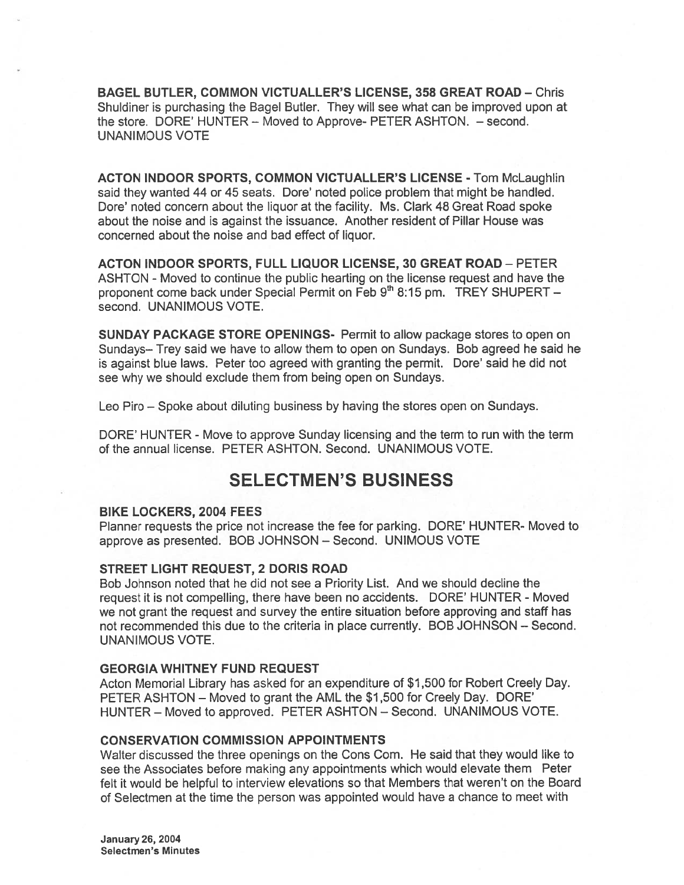**BAGEL BUTLER, COMMON VICTUALLER'S LICENSE, 358 GREAT ROAD** – Chris Shuldiner is purchasing the Bagel Butler. They will see what can be improved upon at the store. DORE' HUNTER – Moved to Approve- PETER ASHTON. – second. UNANIMOUS VOTE

**ACTON INDOOR SPORTS, COMMON VICTUALLER'S LICENSE** - Tom McLaughlin said they wanted 44 or 45 seats. Dore' noted police problem that might be handled. Dore' noted concern about the liquor at the facility. Ms. Clark 48 Great Road spoke about the noise and is against the issuance. Another resident of Pillar House was concerned about the noise and bad effect of liquor.

**ACTON INDOOR SPORTS, FULL LIQUOR LICENSE, 30 GREAT ROAD** – PETER ASHTON - Moved to continue the public hearting on the license request and have the proponent come back under Special Permit on Feb 9th 8:15 pm. TREY SHUPERT – second. UNANIMOUS VOTE.

**SUNDAY PACKAGE STORE OPENINGS-** Permit to allow package stores to open on Sundays– Trey said we have to allow them to open on Sundays. Bob agreed he said he is against blue laws. Peter too agreed with granting the permit. Dore' said he did not see why we should exclude them from being open on Sundays.

Leo Piro – Spoke about diluting business by having the stores open on Sundays.

DORE' HUNTER - Move to approve Sunday licensing and the term to run with the term of the annual license. PETER ASHTON. Second. UNANIMOUS VOTE.

# SELECTMEN'S BUSINESS

### BIKE LOCKERS, 2004 FEES

Planner requests the price not increase the fee for parking. DORE' HUNTER- Moved to approve as presented. BOB JOHNSON – Second. UNIMOUS VOTE

### STREET LIGHT REQUEST, 2 DORIS ROAD

Bob Johnson noted that he did not see a Priority List. And we should decline the request it is not compelling, there have been no accidents. DORE' HUNTER - Moved we not grant the request and survey the entire situation before approving and staff has not recommended this due to the criteria in place currently. BOB JOHNSON – Second. UNANIMOUS VOTE.

### GEORGIA WHITNEY FUND REQUEST

Acton Memorial Library has asked for an expenditure of $1,500 for Robert Creely Day. PETER ASHTON – Moved to grant the AML the $1,500 for Creely Day. DORE' HUNTER – Moved to approved. PETER ASHTON – Second. UNANIMOUS VOTE.

### CONSERVATION COMMISSION APPOINTMENTS

Walter discussed the three openings on the Cons Com. He said that they would like to see the Associates before making any appointments which would elevate them Peter felt it would be helpful to interview elevations so that Members that weren't on the Board of Selectmen at the time the person was appointed would have a chance to meet with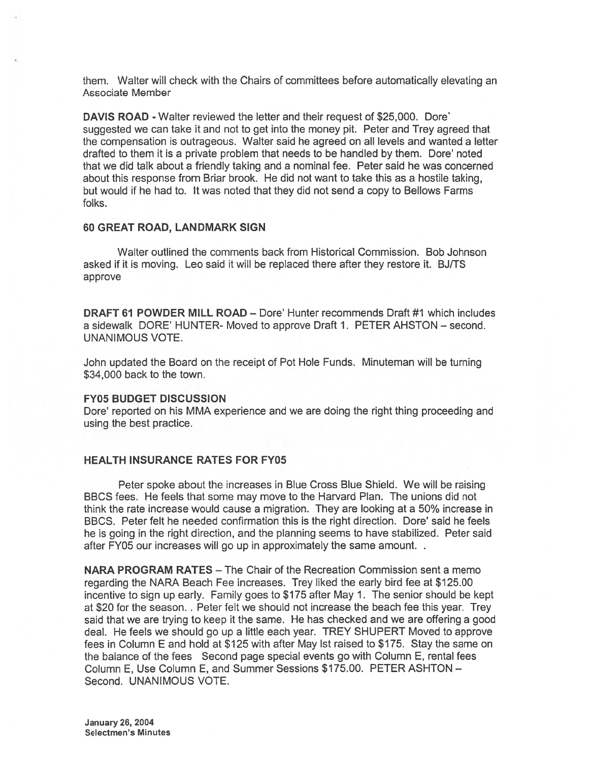them. Walter will check with the Chairs of committees before automatically elevating an Associate Member

**DAVIS ROAD** - Walter reviewed the letter and their request of $25,000. Dore' suggested we can take it and not to get into the money pit. Peter and Trey agreed that the compensation is outrageous. Walter said he agreed on all levels and wanted a letter drafted to them it is a private problem that needs to be handled by them. Dore' noted that we did talk about a friendly taking and a nominal fee. Peter said he was concerned about this response from Briar brook. He did not want to take this as a hostile taking, but would if he had to. It was noted that they did not send a copy to Bellows Farms folks.

**60 GREAT ROAD, LANDMARK SIGN**

Walter outlined the comments back from Historical Commission. Bob Johnson asked if it is moving. Leo said it will be replaced there after they restore it. BJ/TS approve

**DRAFT 61 POWDER MILL ROAD** – Dore' Hunter recommends Draft #1 which includes a sidewalk DORE' HUNTER- Moved to approve Draft 1. PETER AHSTON – second. UNANIMOUS VOTE.

John updated the Board on the receipt of Pot Hole Funds. Minuteman will be turning $34,000 back to the town.

**FY05 BUDGET DISCUSSION**

Dore' reported on his MMA experience and we are doing the right thing proceeding and using the best practice.

**HEALTH INSURANCE RATES FOR FY05**

Peter spoke about the increases in Blue Cross Blue Shield. We will be raising BBCS fees. He feels that some may move to the Harvard Plan. The unions did not think the rate increase would cause a migration. They are looking at a 50% increase in BBCS. Peter felt he needed confirmation this is the right direction. Dore' said he feels he is going in the right direction, and the planning seems to have stabilized. Peter said after FY05 our increases will go up in approximately the same amount. .

**NARA PROGRAM RATES** – The Chair of the Recreation Commission sent a memo regarding the NARA Beach Fee increases. Trey liked the early bird fee at $125.00 incentive to sign up early. Family goes to $175 after May 1. The senior should be kept at $20 for the season. . Peter felt we should not increase the beach fee this year. Trey said that we are trying to keep it the same. He has checked and we are offering a good deal. He feels we should go up a little each year. TREY SHUPERT Moved to approve fees in Column E and hold at $125 with after May lst raised to $175. Stay the same on the balance of the fees Second page special events go with Column E, rental fees Column E, Use Column E, and Summer Sessions $175.00. PETER ASHTON – Second. UNANIMOUS VOTE.

January 26, 2004
Selectmen's Minutes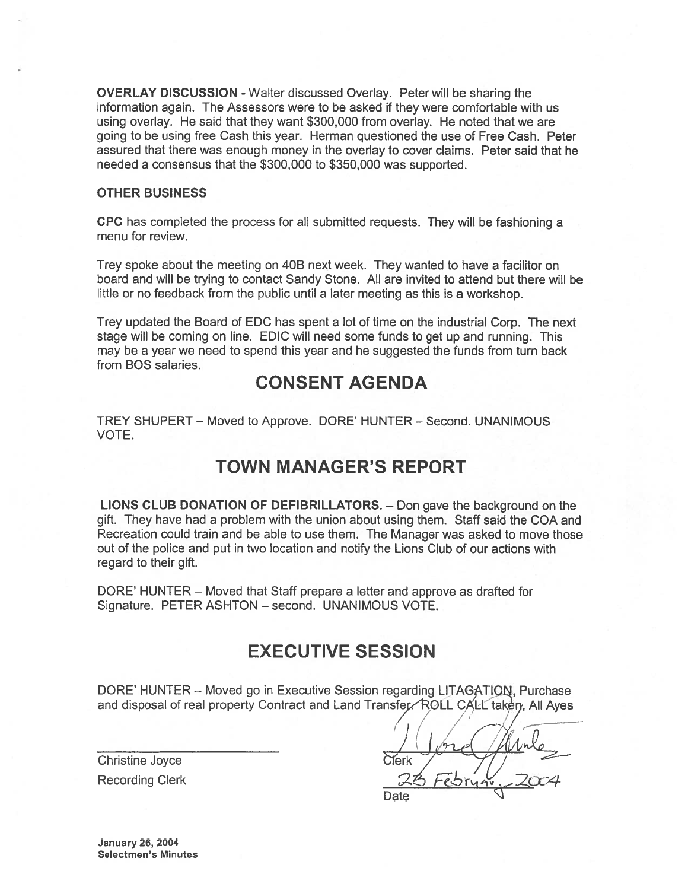**OVERLAY DISCUSSION -** Walter discussed Overlay. Peter will be sharing the information again. The Assessors were to be asked if they were comfortable with us using overlay. He said that they want $300,000 from overlay. He noted that we are going to be using free Cash this year. Herman questioned the use of Free Cash. Peter assured that there was enough money in the overlay to cover claims. Peter said that he needed a consensus that the $300,000 to $350,000 was supported.

**OTHER BUSINESS**

**CPC** has completed the process for all submitted requests. They will be fashioning a menu for review.

Trey spoke about the meeting on 40B next week. They wanted to have a facilitor on board and will be trying to contact Sandy Stone. All are invited to attend but there will be little or no feedback from the public until a later meeting as this is a workshop.

Trey updated the Board of EDC has spent a lot of time on the industrial Corp. The next stage will be coming on line. EDIC will need some funds to get up and running. This may be a year we need to spend this year and he suggested the funds from turn back from BOS salaries.

## CONSENT AGENDA

TREY SHUPERT – Moved to Approve. DORE' HUNTER – Second. UNANIMOUS VOTE.

## TOWN MANAGER'S REPORT

**LIONS CLUB DONATION OF DEFIBRILLATORS.** – Don gave the background on the gift. They have had a problem with the union about using them. Staff said the COA and Recreation could train and be able to use them. The Manager was asked to move those out of the police and put in two location and notify the Lions Club of our actions with regard to their gift.

DORE' HUNTER – Moved that Staff prepare a letter and approve as drafted for Signature. PETER ASHTON – second. UNANIMOUS VOTE.

## EXECUTIVE SESSION

DORE' HUNTER – Moved go in Executive Session regarding LITAGATION, Purchase and disposal of real property Contract and Land Transfer. ROLL CALL taken, All Ayes

Christine Joyce
Recording Clerk

Clerk

23 February 2004
Date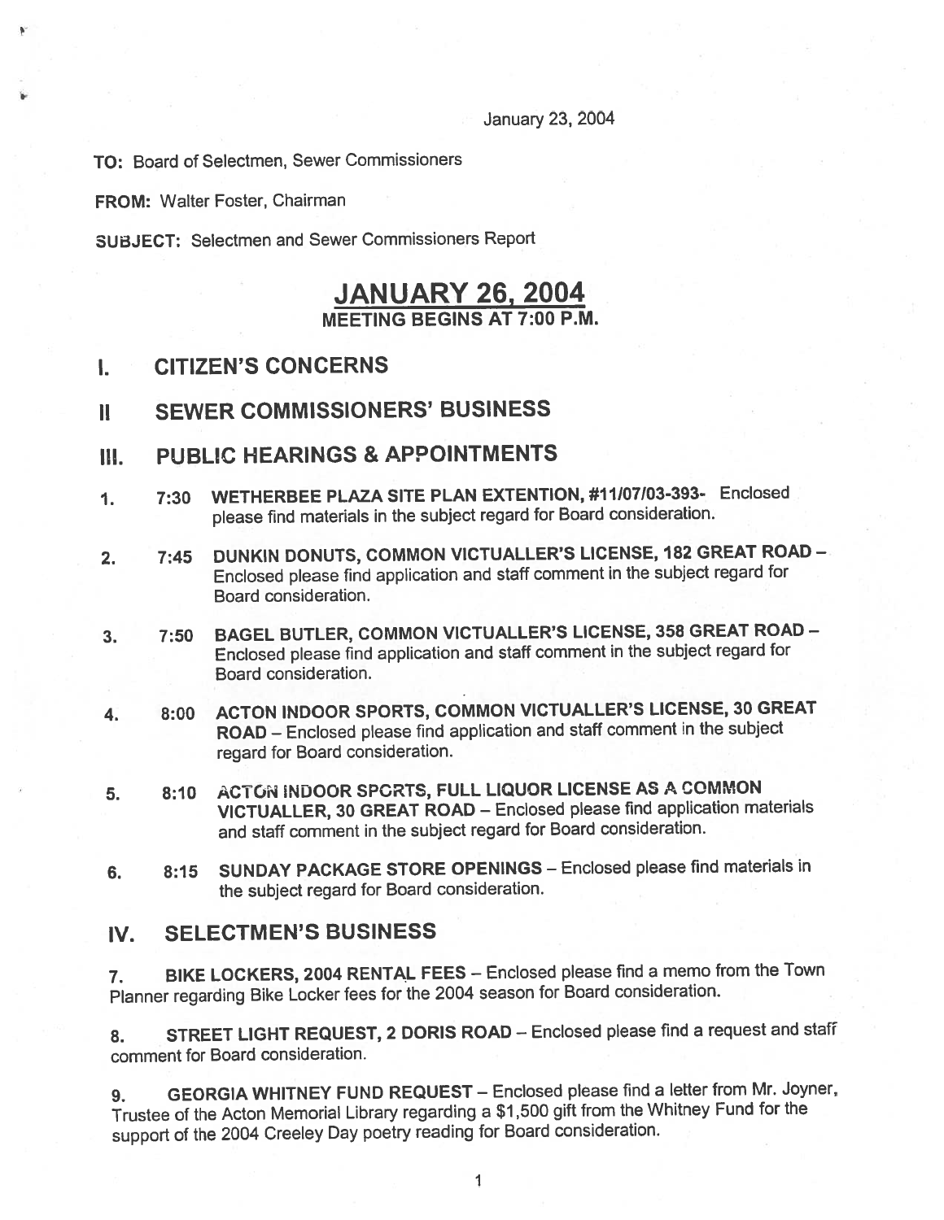January 23, 2004

**TO:** Board of Selectmen, Sewer Commissioners

**FROM:** Walter Foster, Chairman

**SUBJECT:** Selectmen and Sewer Commissioners Report

# JANUARY 26, 2004

## MEETING BEGINS AT 7:00 P.M.

## I. CITIZEN'S CONCERNS

## II SEWER COMMISSIONERS' BUSINESS

## III. PUBLIC HEARINGS & APPOINTMENTS

1. 7:30 **WETHERBEE PLAZA SITE PLAN EXTENTION, #11/07/03-393-** Enclosed please find materials in the subject regard for Board consideration.

2. 7:45 **DUNKIN DONUTS, COMMON VICTUALLER'S LICENSE, 182 GREAT ROAD** – Enclosed please find application and staff comment in the subject regard for Board consideration.

3. 7:50 **BAGEL BUTLER, COMMON VICTUALLER'S LICENSE, 358 GREAT ROAD** – Enclosed please find application and staff comment in the subject regard for Board consideration.

4. 8:00 **ACTON INDOOR SPORTS, COMMON VICTUALLER'S LICENSE, 30 GREAT ROAD** – Enclosed please find application and staff comment in the subject regard for Board consideration.

5. 8:10 **ACTON INDOOR SPORTS, FULL LIQUOR LICENSE AS A COMMON VICTUALLER, 30 GREAT ROAD** – Enclosed please find application materials and staff comment in the subject regard for Board consideration.

6. 8:15 **SUNDAY PACKAGE STORE OPENINGS** – Enclosed please find materials in the subject regard for Board consideration.

## IV. SELECTMEN'S BUSINESS

7. **BIKE LOCKERS, 2004 RENTAL FEES** – Enclosed please find a memo from the Town Planner regarding Bike Locker fees for the 2004 season for Board consideration.

8. **STREET LIGHT REQUEST, 2 DORIS ROAD** – Enclosed please find a request and staff comment for Board consideration.

9. **GEORGIA WHITNEY FUND REQUEST** – Enclosed please find a letter from Mr. Joyner, Trustee of the Acton Memorial Library regarding a $1,500 gift from the Whitney Fund for the support of the 2004 Creeley Day poetry reading for Board consideration.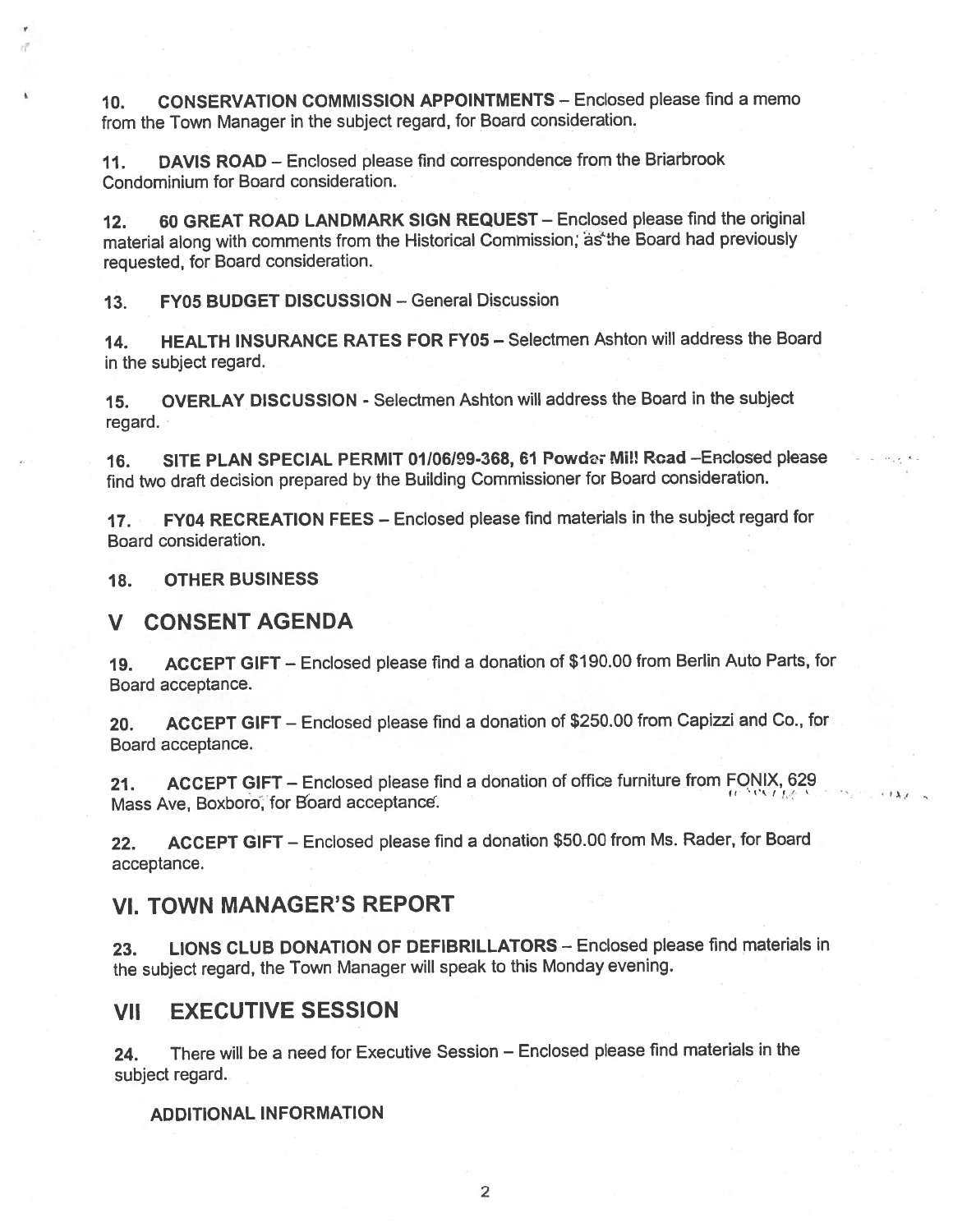10. **CONSERVATION COMMISSION APPOINTMENTS** – Enclosed please find a memo from the Town Manager in the subject regard, for Board consideration.

11. **DAVIS ROAD** – Enclosed please find correspondence from the Briarbrook Condominium for Board consideration.

12. **60 GREAT ROAD LANDMARK SIGN REQUEST** – Enclosed please find the original material along with comments from the Historical Commission; as the Board had previously requested, for Board consideration.

13. **FY05 BUDGET DISCUSSION** – General Discussion

14. **HEALTH INSURANCE RATES FOR FY05** – Selectmen Ashton will address the Board in the subject regard.

15. **OVERLAY DISCUSSION** - Selectmen Ashton will address the Board in the subject regard.

16. **SITE PLAN SPECIAL PERMIT 01/06/99-368, 61 Powder Mill Road** –Enclosed please find two draft decision prepared by the Building Commissioner for Board consideration.

17. **FY04 RECREATION FEES** – Enclosed please find materials in the subject regard for Board consideration.

18. **OTHER BUSINESS**

## V CONSENT AGENDA

19. **ACCEPT GIFT** – Enclosed please find a donation of $190.00 from Berlin Auto Parts, for Board acceptance.

20. **ACCEPT GIFT** – Enclosed please find a donation of $250.00 from Capizzi and Co., for Board acceptance.

21. **ACCEPT GIFT** – Enclosed please find a donation of office furniture from FONIX, 629 Mass Ave, Boxboro, for Board acceptance.

22. **ACCEPT GIFT** – Enclosed please find a donation $50.00 from Ms. Rader, for Board acceptance.

## VI. TOWN MANAGER'S REPORT

23. **LIONS CLUB DONATION OF DEFIBRILLATORS** – Enclosed please find materials in the subject regard, the Town Manager will speak to this Monday evening.

## VII EXECUTIVE SESSION

24. There will be a need for Executive Session – Enclosed please find materials in the subject regard.

**ADDITIONAL INFORMATION**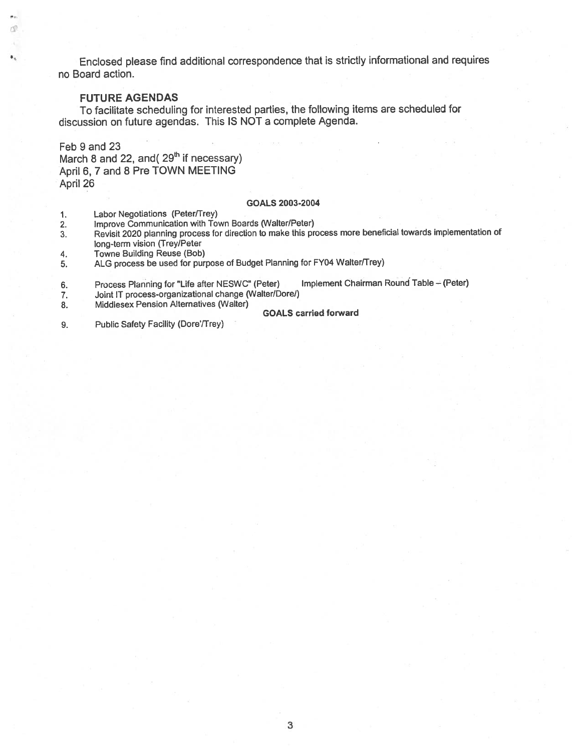Enclosed please find additional correspondence that is strictly informational and requires no Board action.

**FUTURE AGENDAS**

To facilitate scheduling for interested parties, the following items are scheduled for discussion on future agendas. This IS NOT a complete Agenda.

Feb 9 and 23
March 8 and 22, and( 29th if necessary)
April 6, 7 and 8 Pre TOWN MEETING
April 26

**GOALS 2003-2004**

1. Labor Negotiations (Peter/Trey)
2. Improve Communication with Town Boards (Walter/Peter)
3. Revisit 2020 planning process for direction to make this process more beneficial towards implementation of long-term vision (Trey/Peter
4. Towne Building Reuse (Bob)
5. ALG process be used for purpose of Budget Planning for FY04 Walter/Trey)
6. Process Planning for "Life after NESWC" (Peter) Implement Chairman Round Table – (Peter)
7. Joint IT process-organizational change (Walter/Dore/)
8. Middlesex Pension Alternatives (Walter)

**GOALS carried forward**

9. Public Safety Facility (Dore'/Trey)